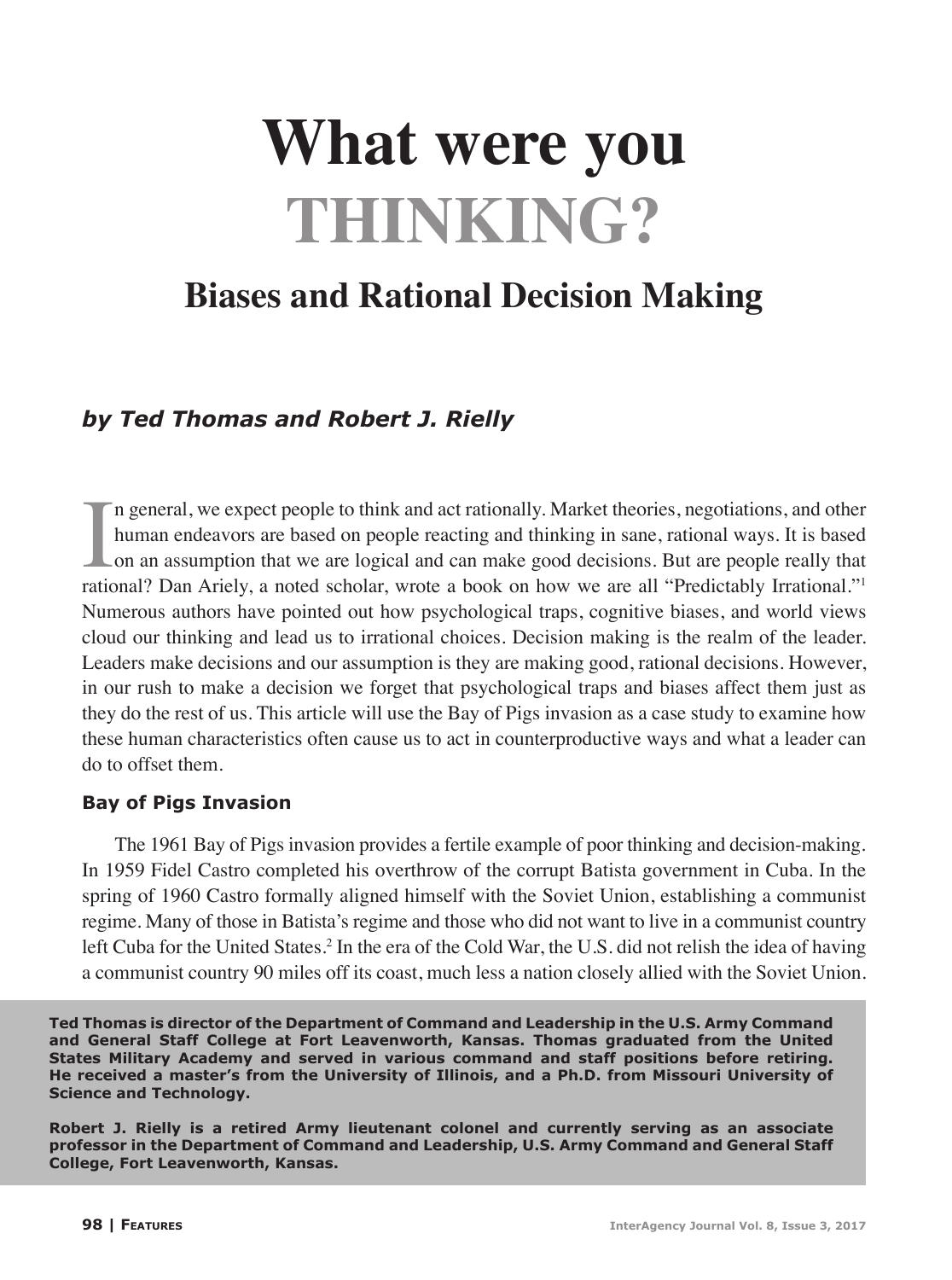# What were you THINKING?

## Biases and Rational Decision Making

***by Ted Thomas and Robert J. Rielly***

In general, we expect people to think and act rationally. Market theories, negotiations, and other human endeavors are based on people reacting and thinking in sane, rational ways. It is based on an assumption that we are logical and can make good decisions. But are people really that rational? Dan Ariely, a noted scholar, wrote a book on how we are all "Predictably Irrational."[1] Numerous authors have pointed out how psychological traps, cognitive biases, and world views cloud our thinking and lead us to irrational choices. Decision making is the realm of the leader. Leaders make decisions and our assumption is they are making good, rational decisions. However, in our rush to make a decision we forget that psychological traps and biases affect them just as they do the rest of us. This article will use the Bay of Pigs invasion as a case study to examine how these human characteristics often cause us to act in counterproductive ways and what a leader can do to offset them.

### Bay of Pigs Invasion

The 1961 Bay of Pigs invasion provides a fertile example of poor thinking and decision-making. In 1959 Fidel Castro completed his overthrow of the corrupt Batista government in Cuba. In the spring of 1960 Castro formally aligned himself with the Soviet Union, establishing a communist regime. Many of those in Batista's regime and those who did not want to live in a communist country left Cuba for the United States.[2] In the era of the Cold War, the U.S. did not relish the idea of having a communist country 90 miles off its coast, much less a nation closely allied with the Soviet Union.

**Ted Thomas is director of the Department of Command and Leadership in the U.S. Army Command and General Staff College at Fort Leavenworth, Kansas. Thomas graduated from the United States Military Academy and served in various command and staff positions before retiring. He received a master's from the University of Illinois, and a Ph.D. from Missouri University of Science and Technology.**

**Robert J. Rielly is a retired Army lieutenant colonel and currently serving as an associate professor in the Department of Command and Leadership, U.S. Army Command and General Staff College, Fort Leavenworth, Kansas.**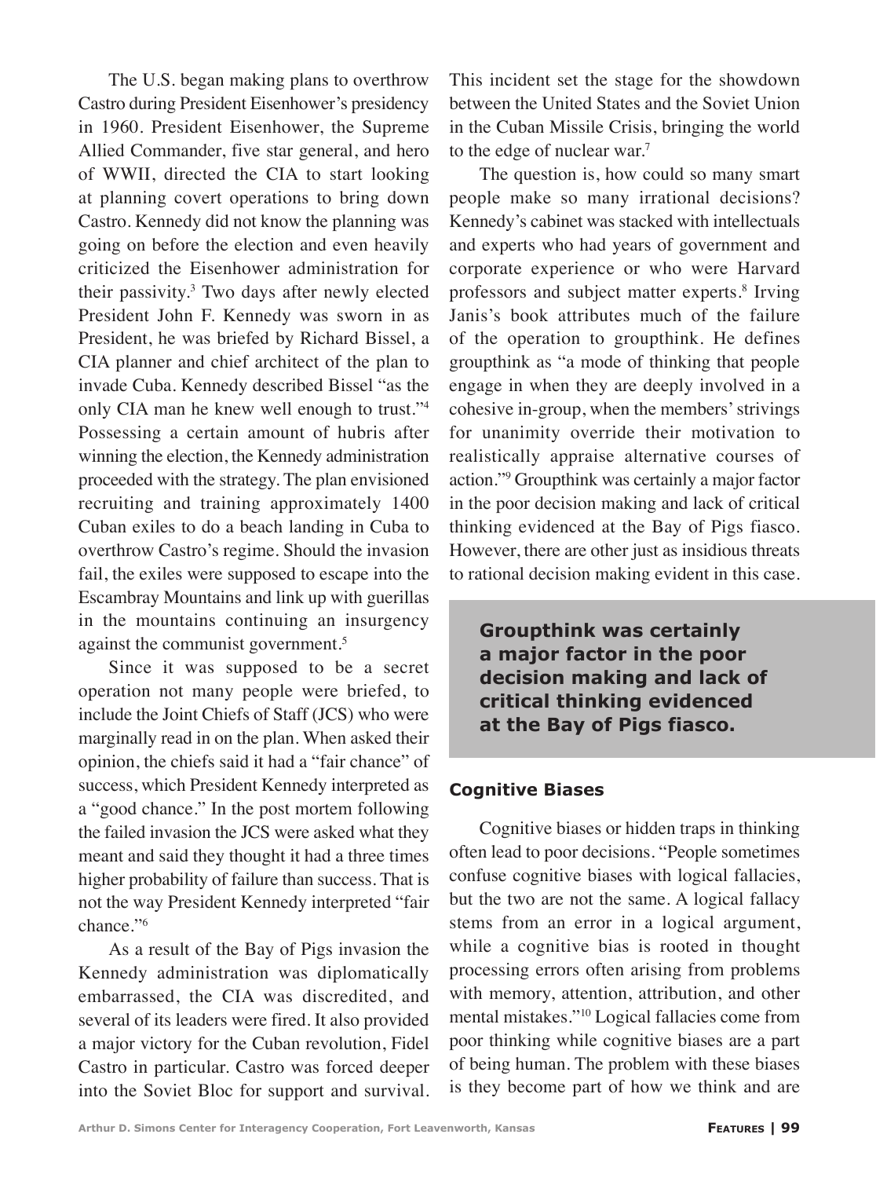The U.S. began making plans to overthrow Castro during President Eisenhower's presidency in 1960. President Eisenhower, the Supreme Allied Commander, five star general, and hero of WWII, directed the CIA to start looking at planning covert operations to bring down Castro. Kennedy did not know the planning was going on before the election and even heavily criticized the Eisenhower administration for their passivity.[3] Two days after newly elected President John F. Kennedy was sworn in as President, he was briefed by Richard Bissel, a CIA planner and chief architect of the plan to invade Cuba. Kennedy described Bissel "as the only CIA man he knew well enough to trust."[4] Possessing a certain amount of hubris after winning the election, the Kennedy administration proceeded with the strategy. The plan envisioned recruiting and training approximately 1400 Cuban exiles to do a beach landing in Cuba to overthrow Castro's regime. Should the invasion fail, the exiles were supposed to escape into the Escambray Mountains and link up with guerillas in the mountains continuing an insurgency against the communist government.[5]

Since it was supposed to be a secret operation not many people were briefed, to include the Joint Chiefs of Staff (JCS) who were marginally read in on the plan. When asked their opinion, the chiefs said it had a "fair chance" of success, which President Kennedy interpreted as a "good chance." In the post mortem following the failed invasion the JCS were asked what they meant and said they thought it had a three times higher probability of failure than success. That is not the way President Kennedy interpreted "fair chance."[6]

As a result of the Bay of Pigs invasion the Kennedy administration was diplomatically embarrassed, the CIA was discredited, and several of its leaders were fired. It also provided a major victory for the Cuban revolution, Fidel Castro in particular. Castro was forced deeper into the Soviet Bloc for support and survival. This incident set the stage for the showdown between the United States and the Soviet Union in the Cuban Missile Crisis, bringing the world to the edge of nuclear war.[7]

The question is, how could so many smart people make so many irrational decisions? Kennedy's cabinet was stacked with intellectuals and experts who had years of government and corporate experience or who were Harvard professors and subject matter experts.[8] Irving Janis's book attributes much of the failure of the operation to groupthink. He defines groupthink as "a mode of thinking that people engage in when they are deeply involved in a cohesive in-group, when the members' strivings for unanimity override their motivation to realistically appraise alternative courses of action."[9] Groupthink was certainly a major factor in the poor decision making and lack of critical thinking evidenced at the Bay of Pigs fiasco. However, there are other just as insidious threats to rational decision making evident in this case.

**Groupthink was certainly a major factor in the poor decision making and lack of critical thinking evidenced at the Bay of Pigs fiasco.**

### Cognitive Biases

Cognitive biases or hidden traps in thinking often lead to poor decisions. "People sometimes confuse cognitive biases with logical fallacies, but the two are not the same. A logical fallacy stems from an error in a logical argument, while a cognitive bias is rooted in thought processing errors often arising from problems with memory, attention, attribution, and other mental mistakes."[10] Logical fallacies come from poor thinking while cognitive biases are a part of being human. The problem with these biases is they become part of how we think and are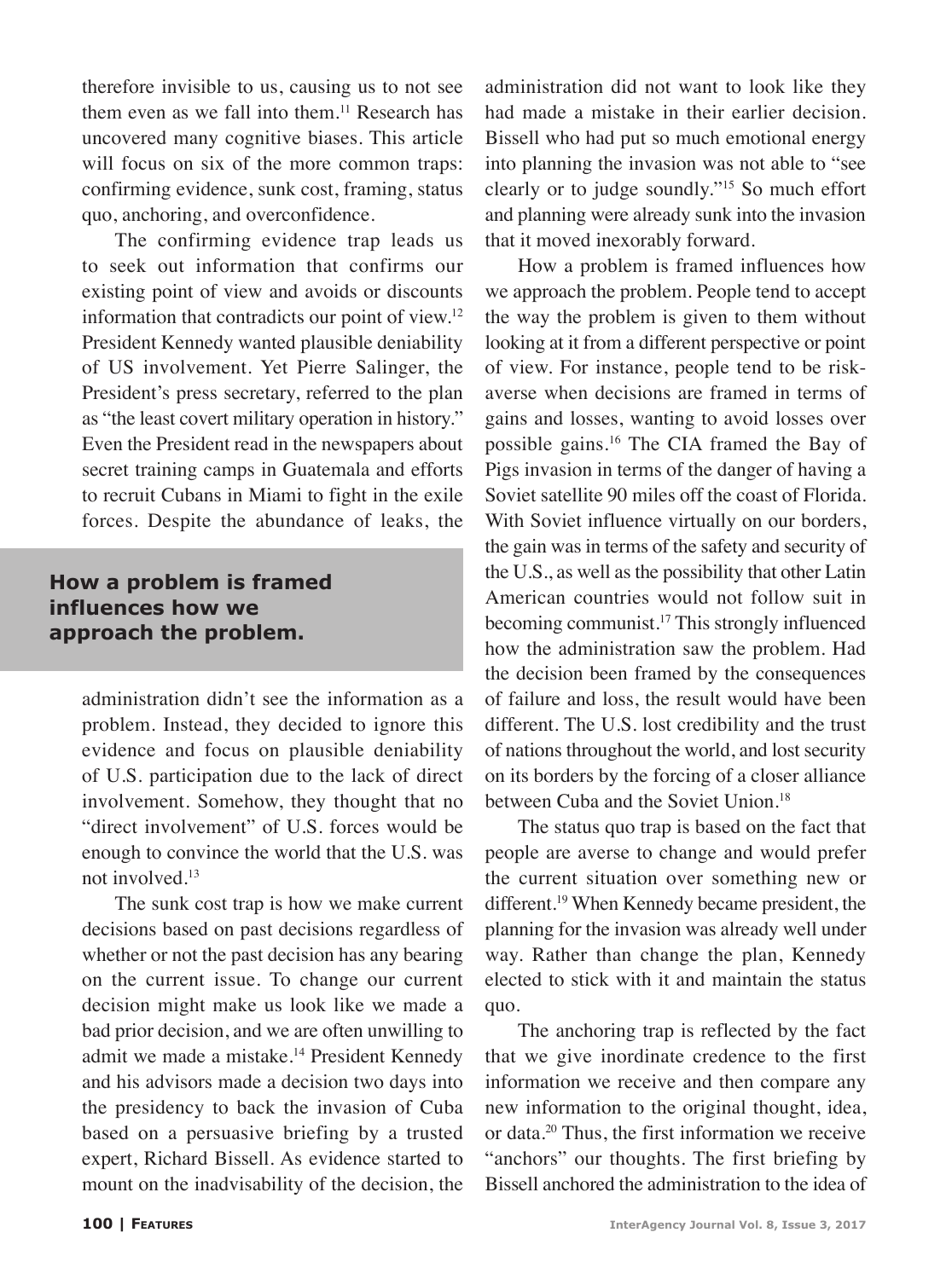therefore invisible to us, causing us to not see them even as we fall into them.[11] Research has uncovered many cognitive biases. This article will focus on six of the more common traps: confirming evidence, sunk cost, framing, status quo, anchoring, and overconfidence.

The confirming evidence trap leads us to seek out information that confirms our existing point of view and avoids or discounts information that contradicts our point of view.[12] President Kennedy wanted plausible deniability of US involvement. Yet Pierre Salinger, the President's press secretary, referred to the plan as "the least covert military operation in history." Even the President read in the newspapers about secret training camps in Guatemala and efforts to recruit Cubans in Miami to fight in the exile forces. Despite the abundance of leaks, the administration didn't see the information as a problem. Instead, they decided to ignore this evidence and focus on plausible deniability of U.S. participation due to the lack of direct involvement. Somehow, they thought that no "direct involvement" of U.S. forces would be enough to convince the world that the U.S. was not involved.[13]

**How a problem is framed influences how we approach the problem.**

The sunk cost trap is how we make current decisions based on past decisions regardless of whether or not the past decision has any bearing on the current issue. To change our current decision might make us look like we made a bad prior decision, and we are often unwilling to admit we made a mistake.[14] President Kennedy and his advisors made a decision two days into the presidency to back the invasion of Cuba based on a persuasive briefing by a trusted expert, Richard Bissell. As evidence started to mount on the inadvisability of the decision, the administration did not want to look like they had made a mistake in their earlier decision. Bissell who had put so much emotional energy into planning the invasion was not able to "see clearly or to judge soundly."[15] So much effort and planning were already sunk into the invasion that it moved inexorably forward.

How a problem is framed influences how we approach the problem. People tend to accept the way the problem is given to them without looking at it from a different perspective or point of view. For instance, people tend to be risk-averse when decisions are framed in terms of gains and losses, wanting to avoid losses over possible gains.[16] The CIA framed the Bay of Pigs invasion in terms of the danger of having a Soviet satellite 90 miles off the coast of Florida. With Soviet influence virtually on our borders, the gain was in terms of the safety and security of the U.S., as well as the possibility that other Latin American countries would not follow suit in becoming communist.[17] This strongly influenced how the administration saw the problem. Had the decision been framed by the consequences of failure and loss, the result would have been different. The U.S. lost credibility and the trust of nations throughout the world, and lost security on its borders by the forcing of a closer alliance between Cuba and the Soviet Union.[18]

The status quo trap is based on the fact that people are averse to change and would prefer the current situation over something new or different.[19] When Kennedy became president, the planning for the invasion was already well under way. Rather than change the plan, Kennedy elected to stick with it and maintain the status quo.

The anchoring trap is reflected by the fact that we give inordinate credence to the first information we receive and then compare any new information to the original thought, idea, or data.[20] Thus, the first information we receive "anchors" our thoughts. The first briefing by Bissell anchored the administration to the idea of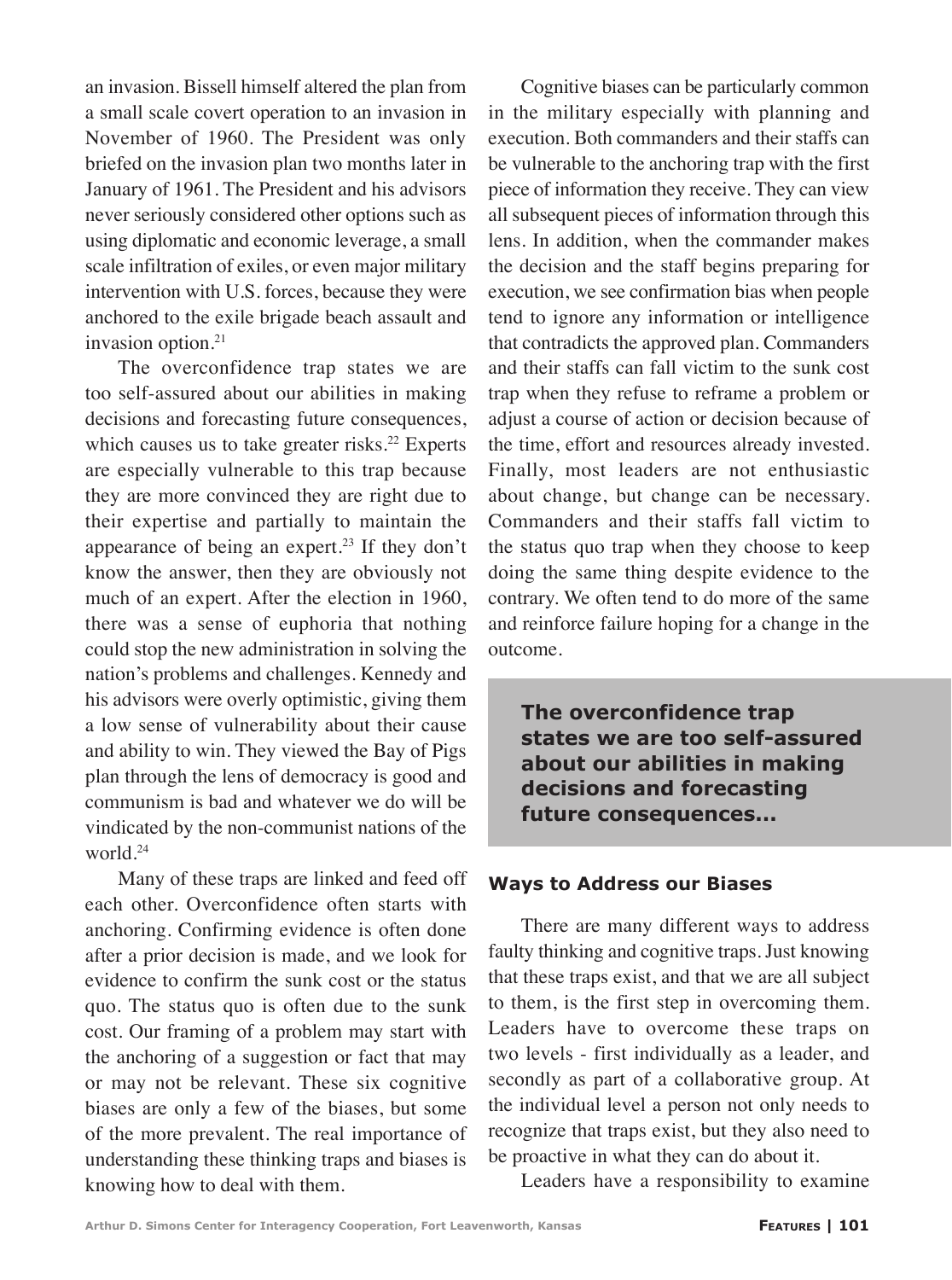an invasion. Bissell himself altered the plan from a small scale covert operation to an invasion in November of 1960. The President was only briefed on the invasion plan two months later in January of 1961. The President and his advisors never seriously considered other options such as using diplomatic and economic leverage, a small scale infiltration of exiles, or even major military intervention with U.S. forces, because they were anchored to the exile brigade beach assault and invasion option.[21]

The overconfidence trap states we are too self-assured about our abilities in making decisions and forecasting future consequences, which causes us to take greater risks.[22] Experts are especially vulnerable to this trap because they are more convinced they are right due to their expertise and partially to maintain the appearance of being an expert.[23] If they don't know the answer, then they are obviously not much of an expert. After the election in 1960, there was a sense of euphoria that nothing could stop the new administration in solving the nation's problems and challenges. Kennedy and his advisors were overly optimistic, giving them a low sense of vulnerability about their cause and ability to win. They viewed the Bay of Pigs plan through the lens of democracy is good and communism is bad and whatever we do will be vindicated by the non-communist nations of the world.[24]

Many of these traps are linked and feed off each other. Overconfidence often starts with anchoring. Confirming evidence is often done after a prior decision is made, and we look for evidence to confirm the sunk cost or the status quo. The status quo is often due to the sunk cost. Our framing of a problem may start with the anchoring of a suggestion or fact that may or may not be relevant. These six cognitive biases are only a few of the biases, but some of the more prevalent. The real importance of understanding these thinking traps and biases is knowing how to deal with them.

Cognitive biases can be particularly common in the military especially with planning and execution. Both commanders and their staffs can be vulnerable to the anchoring trap with the first piece of information they receive. They can view all subsequent pieces of information through this lens. In addition, when the commander makes the decision and the staff begins preparing for execution, we see confirmation bias when people tend to ignore any information or intelligence that contradicts the approved plan. Commanders and their staffs can fall victim to the sunk cost trap when they refuse to reframe a problem or adjust a course of action or decision because of the time, effort and resources already invested. Finally, most leaders are not enthusiastic about change, but change can be necessary. Commanders and their staffs fall victim to the status quo trap when they choose to keep doing the same thing despite evidence to the contrary. We often tend to do more of the same and reinforce failure hoping for a change in the outcome.

> **The overconfidence trap states we are too self-assured about our abilities in making decisions and forecasting future consequences...**

## Ways to Address our Biases

There are many different ways to address faulty thinking and cognitive traps. Just knowing that these traps exist, and that we are all subject to them, is the first step in overcoming them. Leaders have to overcome these traps on two levels - first individually as a leader, and secondly as part of a collaborative group. At the individual level a person not only needs to recognize that traps exist, but they also need to be proactive in what they can do about it.

Leaders have a responsibility to examine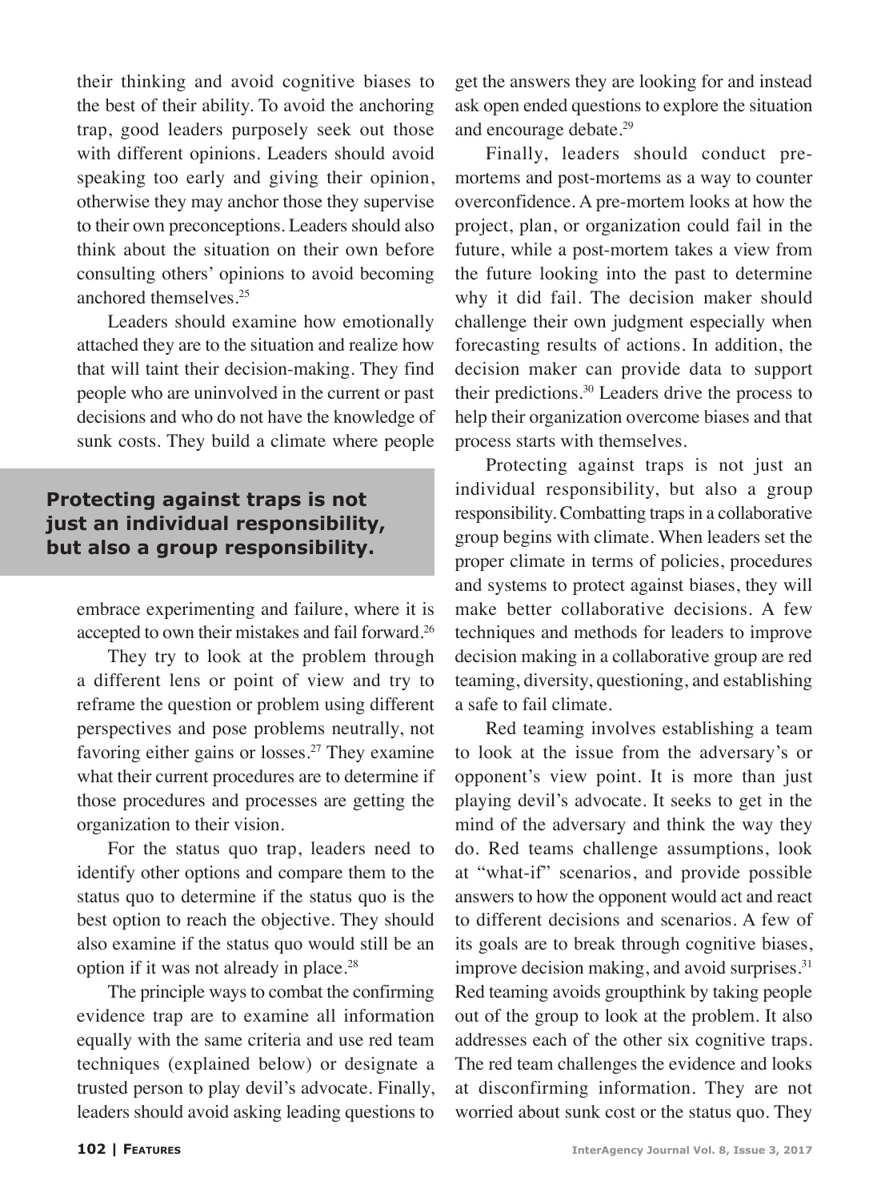their thinking and avoid cognitive biases to the best of their ability. To avoid the anchoring trap, good leaders purposely seek out those with different opinions. Leaders should avoid speaking too early and giving their opinion, otherwise they may anchor those they supervise to their own preconceptions. Leaders should also think about the situation on their own before consulting others' opinions to avoid becoming anchored themselves.[25]

Leaders should examine how emotionally attached they are to the situation and realize how that will taint their decision-making. They find people who are uninvolved in the current or past decisions and who do not have the knowledge of sunk costs. They build a climate where people embrace experimenting and failure, where it is accepted to own their mistakes and fail forward.[26]

**Protecting against traps is not just an individual responsibility, but also a group responsibility.**

They try to look at the problem through a different lens or point of view and try to reframe the question or problem using different perspectives and pose problems neutrally, not favoring either gains or losses.[27] They examine what their current procedures are to determine if those procedures and processes are getting the organization to their vision.

For the status quo trap, leaders need to identify other options and compare them to the status quo to determine if the status quo is the best option to reach the objective. They should also examine if the status quo would still be an option if it was not already in place.[28]

The principle ways to combat the confirming evidence trap are to examine all information equally with the same criteria and use red team techniques (explained below) or designate a trusted person to play devil's advocate. Finally, leaders should avoid asking leading questions to get the answers they are looking for and instead ask open ended questions to explore the situation and encourage debate.[29]

Finally, leaders should conduct pre-mortems and post-mortems as a way to counter overconfidence. A pre-mortem looks at how the project, plan, or organization could fail in the future, while a post-mortem takes a view from the future looking into the past to determine why it did fail. The decision maker should challenge their own judgment especially when forecasting results of actions. In addition, the decision maker can provide data to support their predictions.[30] Leaders drive the process to help their organization overcome biases and that process starts with themselves.

Protecting against traps is not just an individual responsibility, but also a group responsibility. Combatting traps in a collaborative group begins with climate. When leaders set the proper climate in terms of policies, procedures and systems to protect against biases, they will make better collaborative decisions. A few techniques and methods for leaders to improve decision making in a collaborative group are red teaming, diversity, questioning, and establishing a safe to fail climate.

Red teaming involves establishing a team to look at the issue from the adversary's or opponent's view point. It is more than just playing devil's advocate. It seeks to get in the mind of the adversary and think the way they do. Red teams challenge assumptions, look at "what-if" scenarios, and provide possible answers to how the opponent would act and react to different decisions and scenarios. A few of its goals are to break through cognitive biases, improve decision making, and avoid surprises.[31] Red teaming avoids groupthink by taking people out of the group to look at the problem. It also addresses each of the other six cognitive traps. The red team challenges the evidence and looks at disconfirming information. They are not worried about sunk cost or the status quo. They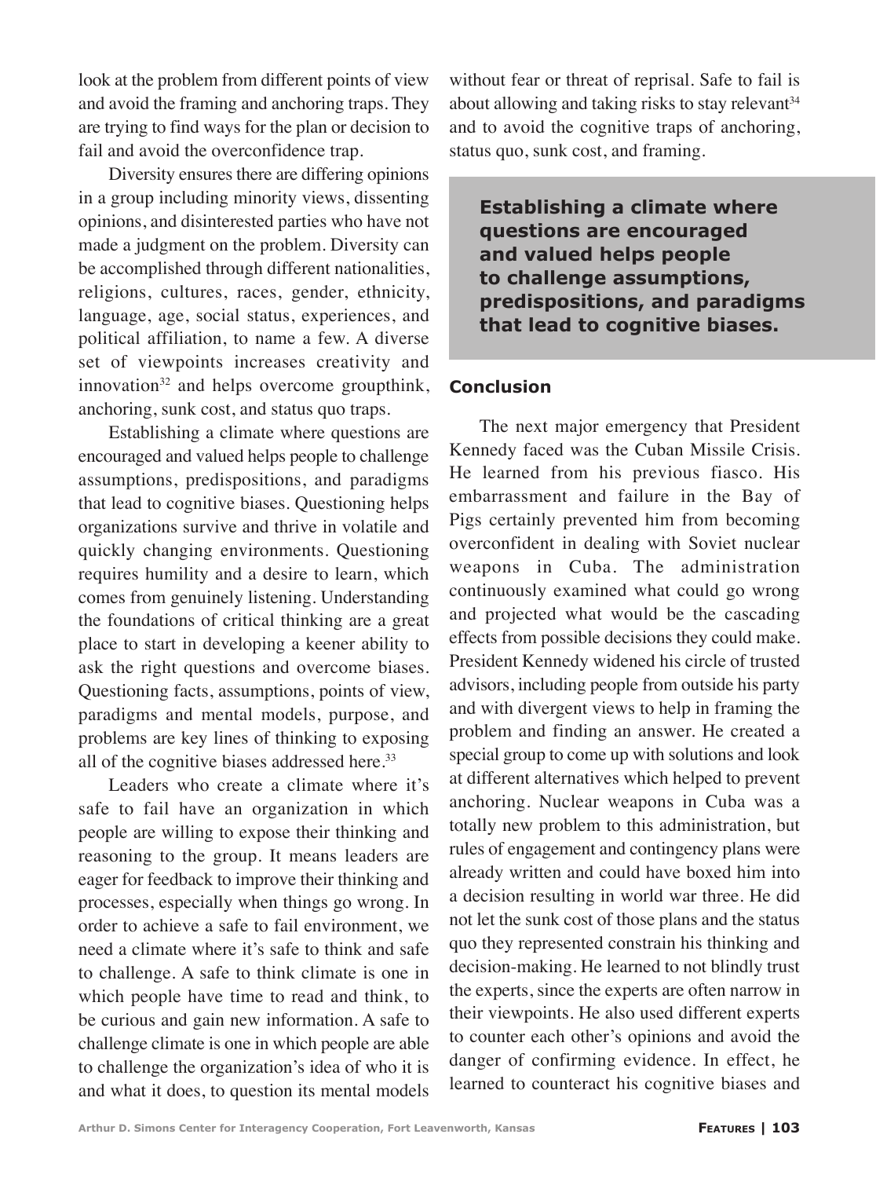look at the problem from different points of view and avoid the framing and anchoring traps. They are trying to find ways for the plan or decision to fail and avoid the overconfidence trap.

Diversity ensures there are differing opinions in a group including minority views, dissenting opinions, and disinterested parties who have not made a judgment on the problem. Diversity can be accomplished through different nationalities, religions, cultures, races, gender, ethnicity, language, age, social status, experiences, and political affiliation, to name a few. A diverse set of viewpoints increases creativity and innovation[32] and helps overcome groupthink, anchoring, sunk cost, and status quo traps.

Establishing a climate where questions are encouraged and valued helps people to challenge assumptions, predispositions, and paradigms that lead to cognitive biases. Questioning helps organizations survive and thrive in volatile and quickly changing environments. Questioning requires humility and a desire to learn, which comes from genuinely listening. Understanding the foundations of critical thinking are a great place to start in developing a keener ability to ask the right questions and overcome biases. Questioning facts, assumptions, points of view, paradigms and mental models, purpose, and problems are key lines of thinking to exposing all of the cognitive biases addressed here.[33]

Leaders who create a climate where it's safe to fail have an organization in which people are willing to expose their thinking and reasoning to the group. It means leaders are eager for feedback to improve their thinking and processes, especially when things go wrong. In order to achieve a safe to fail environment, we need a climate where it's safe to think and safe to challenge. A safe to think climate is one in which people have time to read and think, to be curious and gain new information. A safe to challenge climate is one in which people are able to challenge the organization's idea of who it is and what it does, to question its mental models without fear or threat of reprisal. Safe to fail is about allowing and taking risks to stay relevant[34] and to avoid the cognitive traps of anchoring, status quo, sunk cost, and framing.

**Establishing a climate where questions are encouraged and valued helps people to challenge assumptions, predispositions, and paradigms that lead to cognitive biases.**

## Conclusion

The next major emergency that President Kennedy faced was the Cuban Missile Crisis. He learned from his previous fiasco. His embarrassment and failure in the Bay of Pigs certainly prevented him from becoming overconfident in dealing with Soviet nuclear weapons in Cuba. The administration continuously examined what could go wrong and projected what would be the cascading effects from possible decisions they could make. President Kennedy widened his circle of trusted advisors, including people from outside his party and with divergent views to help in framing the problem and finding an answer. He created a special group to come up with solutions and look at different alternatives which helped to prevent anchoring. Nuclear weapons in Cuba was a totally new problem to this administration, but rules of engagement and contingency plans were already written and could have boxed him into a decision resulting in world war three. He did not let the sunk cost of those plans and the status quo they represented constrain his thinking and decision-making. He learned to not blindly trust the experts, since the experts are often narrow in their viewpoints. He also used different experts to counter each other's opinions and avoid the danger of confirming evidence. In effect, he learned to counteract his cognitive biases and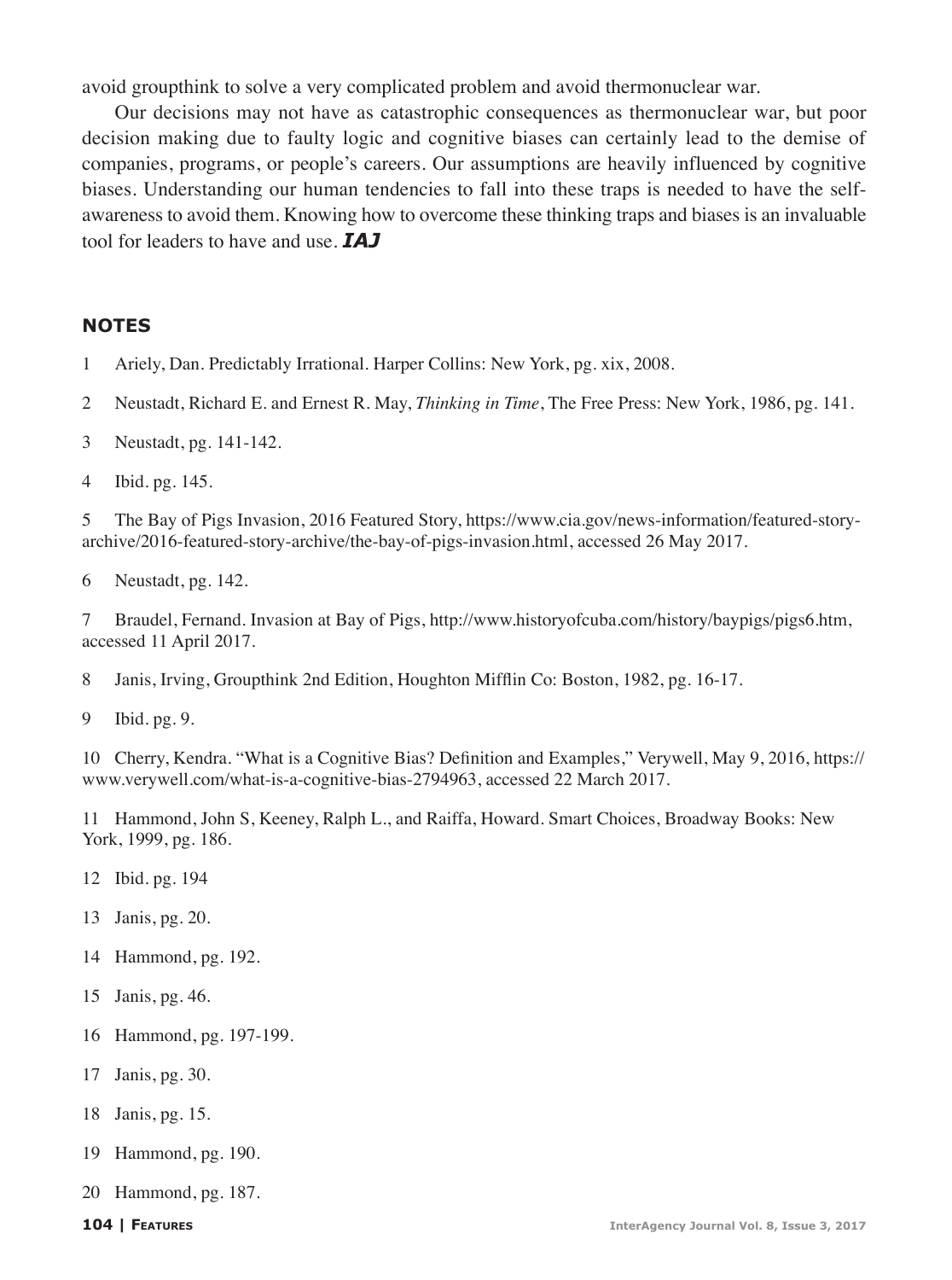avoid groupthink to solve a very complicated problem and avoid thermonuclear war.

Our decisions may not have as catastrophic consequences as thermonuclear war, but poor decision making due to faulty logic and cognitive biases can certainly lead to the demise of companies, programs, or people's careers. Our assumptions are heavily influenced by cognitive biases. Understanding our human tendencies to fall into these traps is needed to have the self-awareness to avoid them. Knowing how to overcome these thinking traps and biases is an invaluable tool for leaders to have and use. ***IAJ***

## NOTES

1 Ariely, Dan. Predictably Irrational. Harper Collins: New York, pg. xix, 2008.

2 Neustadt, Richard E. and Ernest R. May, *Thinking in Time*, The Free Press: New York, 1986, pg. 141.

3 Neustadt, pg. 141-142.

4 Ibid. pg. 145.

5 The Bay of Pigs Invasion, 2016 Featured Story, https://www.cia.gov/news-information/featured-story-archive/2016-featured-story-archive/the-bay-of-pigs-invasion.html, accessed 26 May 2017.

6 Neustadt, pg. 142.

7 Braudel, Fernand. Invasion at Bay of Pigs, http://www.historyofcuba.com/history/baypigs/pigs6.htm, accessed 11 April 2017.

8 Janis, Irving, Groupthink 2nd Edition, Houghton Mifflin Co: Boston, 1982, pg. 16-17.

9 Ibid. pg. 9.

10 Cherry, Kendra. "What is a Cognitive Bias? Definition and Examples," Verywell, May 9, 2016, https://www.verywell.com/what-is-a-cognitive-bias-2794963, accessed 22 March 2017.

11 Hammond, John S, Keeney, Ralph L., and Raiffa, Howard. Smart Choices, Broadway Books: New York, 1999, pg. 186.

12 Ibid. pg. 194

13 Janis, pg. 20.

14 Hammond, pg. 192.

15 Janis, pg. 46.

16 Hammond, pg. 197-199.

17 Janis, pg. 30.

18 Janis, pg. 15.

19 Hammond, pg. 190.

20 Hammond, pg. 187.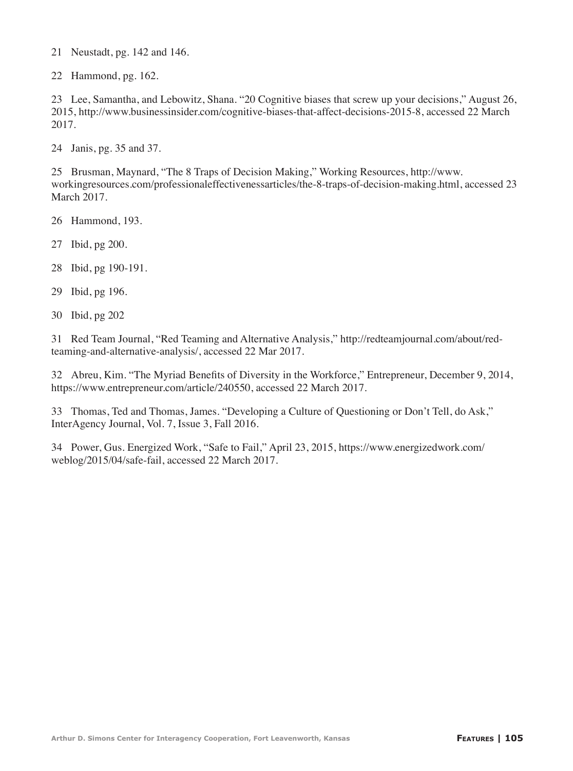21 Neustadt, pg. 142 and 146.

22 Hammond, pg. 162.

23 Lee, Samantha, and Lebowitz, Shana. “20 Cognitive biases that screw up your decisions,” August 26, 2015, http://www.businessinsider.com/cognitive-biases-that-affect-decisions-2015-8, accessed 22 March 2017.

24 Janis, pg. 35 and 37.

25 Brusman, Maynard, “The 8 Traps of Decision Making,” Working Resources, http://www.workingresources.com/professionaleffectivenessarticles/the-8-traps-of-decision-making.html, accessed 23 March 2017.

26 Hammond, 193.

27 Ibid, pg 200.

28 Ibid, pg 190-191.

29 Ibid, pg 196.

30 Ibid, pg 202

31 Red Team Journal, “Red Teaming and Alternative Analysis,” http://redteamjournal.com/about/red-teaming-and-alternative-analysis/, accessed 22 Mar 2017.

32 Abreu, Kim. “The Myriad Benefits of Diversity in the Workforce,” Entrepreneur, December 9, 2014, https://www.entrepreneur.com/article/240550, accessed 22 March 2017.

33 Thomas, Ted and Thomas, James. “Developing a Culture of Questioning or Don’t Tell, do Ask,” InterAgency Journal, Vol. 7, Issue 3, Fall 2016.

34 Power, Gus. Energized Work, “Safe to Fail,” April 23, 2015, https://www.energizedwork.com/weblog/2015/04/safe-fail, accessed 22 March 2017.